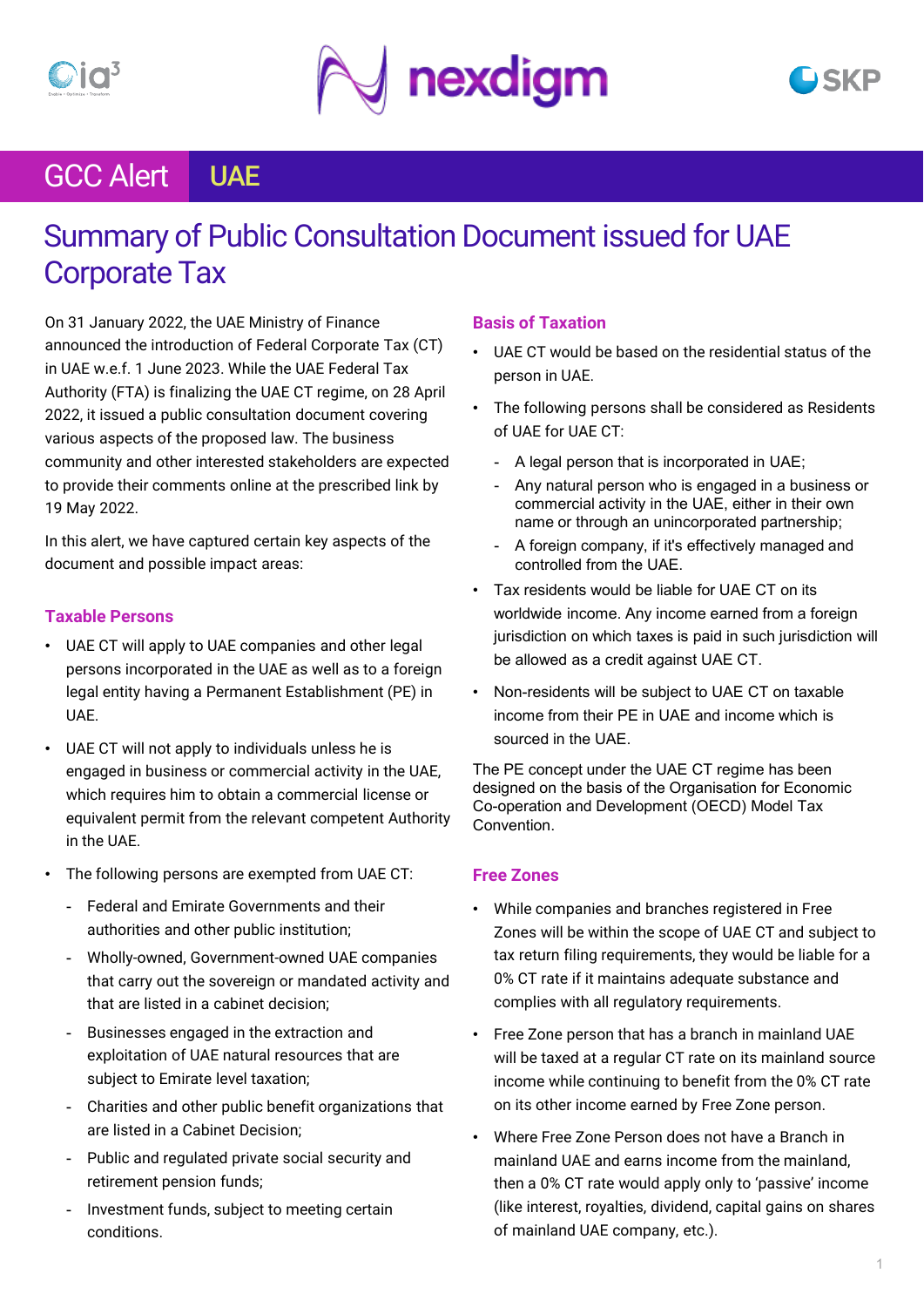GCC Alert | UAE

# Summary of Public Consultation Document issued for UAE Corporate Tax

On 31 January 2022, the UAE Ministry of Finance announced the introduction of Federal Corporate Tax (CT) in UAE w.e.f. 1 June 2023. While the UAE Federal Tax Authority (FTA) is finalizing the UAE CT regime, on 28 April 2022, it issued a public consultation document covering various aspects of the proposed law. The business community and other interested stakeholders are expected to provide their comments online at the prescribed link by 19 May 2022.

In this alert, we have captured certain key aspects of the document and possible impact areas:

## Taxable Persons

- UAE CT will apply to UAE companies and other legal persons incorporated in the UAE as well as to a foreign legal entity having a Permanent Establishment (PE) in UAE.
- UAE CT will not apply to individuals unless he is engaged in business or commercial activity in the UAE, which requires him to obtain a commercial license or equivalent permit from the relevant competent Authority in the UAE.
- The following persons are exempted from UAE CT:
  - Federal and Emirate Governments and their authorities and other public institution;
  - Wholly-owned, Government-owned UAE companies that carry out the sovereign or mandated activity and that are listed in a cabinet decision;
  - Businesses engaged in the extraction and exploitation of UAE natural resources that are subject to Emirate level taxation;
  - Charities and other public benefit organizations that are listed in a Cabinet Decision;
  - Public and regulated private social security and retirement pension funds;
  - Investment funds, subject to meeting certain conditions.

## Basis of Taxation

- UAE CT would be based on the residential status of the person in UAE.
- The following persons shall be considered as Residents of UAE for UAE CT:
  - A legal person that is incorporated in UAE;
  - Any natural person who is engaged in a business or commercial activity in the UAE, either in their own name or through an unincorporated partnership;
  - A foreign company, if it's effectively managed and controlled from the UAE.
- Tax residents would be liable for UAE CT on its worldwide income. Any income earned from a foreign jurisdiction on which taxes is paid in such jurisdiction will be allowed as a credit against UAE CT.
- Non-residents will be subject to UAE CT on taxable income from their PE in UAE and income which is sourced in the UAE.

The PE concept under the UAE CT regime has been designed on the basis of the Organisation for Economic Co-operation and Development (OECD) Model Tax Convention.

## Free Zones

- While companies and branches registered in Free Zones will be within the scope of UAE CT and subject to tax return filing requirements, they would be liable for a 0% CT rate if it maintains adequate substance and complies with all regulatory requirements.
- Free Zone person that has a branch in mainland UAE will be taxed at a regular CT rate on its mainland source income while continuing to benefit from the 0% CT rate on its other income earned by Free Zone person.
- Where Free Zone Person does not have a Branch in mainland UAE and earns income from the mainland, then a 0% CT rate would apply only to 'passive' income (like interest, royalties, dividend, capital gains on shares of mainland UAE company, etc.).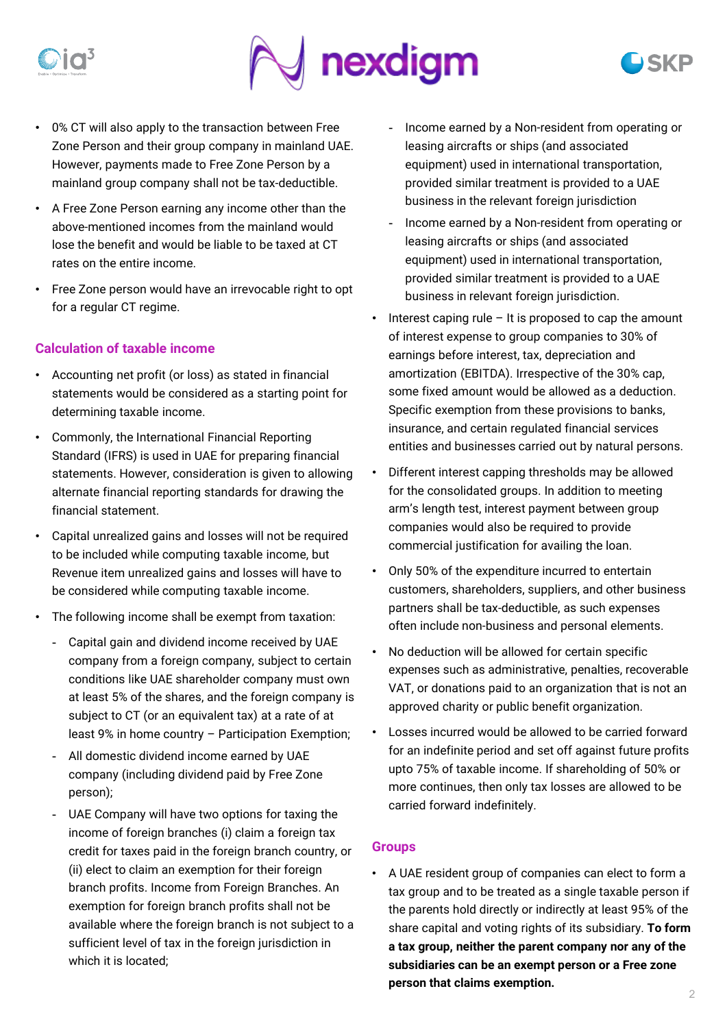- 0% CT will also apply to the transaction between Free Zone Person and their group company in mainland UAE. However, payments made to Free Zone Person by a mainland group company shall not be tax-deductible.
- A Free Zone Person earning any income other than the above-mentioned incomes from the mainland would lose the benefit and would be liable to be taxed at CT rates on the entire income.
- Free Zone person would have an irrevocable right to opt for a regular CT regime.

## Calculation of taxable income

- Accounting net profit (or loss) as stated in financial statements would be considered as a starting point for determining taxable income.
- Commonly, the International Financial Reporting Standard (IFRS) is used in UAE for preparing financial statements. However, consideration is given to allowing alternate financial reporting standards for drawing the financial statement.
- Capital unrealized gains and losses will not be required to be included while computing taxable income, but Revenue item unrealized gains and losses will have to be considered while computing taxable income.
- The following income shall be exempt from taxation:
  - Capital gain and dividend income received by UAE company from a foreign company, subject to certain conditions like UAE shareholder company must own at least 5% of the shares, and the foreign company is subject to CT (or an equivalent tax) at a rate of at least 9% in home country – Participation Exemption;
  - All domestic dividend income earned by UAE company (including dividend paid by Free Zone person);
  - UAE Company will have two options for taxing the income of foreign branches (i) claim a foreign tax credit for taxes paid in the foreign branch country, or (ii) elect to claim an exemption for their foreign branch profits. Income from Foreign Branches. An exemption for foreign branch profits shall not be available where the foreign branch is not subject to a sufficient level of tax in the foreign jurisdiction in which it is located;
  - Income earned by a Non-resident from operating or leasing aircrafts or ships (and associated equipment) used in international transportation, provided similar treatment is provided to a UAE business in the relevant foreign jurisdiction
  - Income earned by a Non-resident from operating or leasing aircrafts or ships (and associated equipment) used in international transportation, provided similar treatment is provided to a UAE business in relevant foreign jurisdiction.
- Interest caping rule – It is proposed to cap the amount of interest expense to group companies to 30% of earnings before interest, tax, depreciation and amortization (EBITDA). Irrespective of the 30% cap, some fixed amount would be allowed as a deduction. Specific exemption from these provisions to banks, insurance, and certain regulated financial services entities and businesses carried out by natural persons.
- Different interest capping thresholds may be allowed for the consolidated groups. In addition to meeting arm's length test, interest payment between group companies would also be required to provide commercial justification for availing the loan.
- Only 50% of the expenditure incurred to entertain customers, shareholders, suppliers, and other business partners shall be tax-deductible, as such expenses often include non-business and personal elements.
- No deduction will be allowed for certain specific expenses such as administrative, penalties, recoverable VAT, or donations paid to an organization that is not an approved charity or public benefit organization.
- Losses incurred would be allowed to be carried forward for an indefinite period and set off against future profits upto 75% of taxable income. If shareholding of 50% or more continues, then only tax losses are allowed to be carried forward indefinitely.

## Groups

- A UAE resident group of companies can elect to form a tax group and to be treated as a single taxable person if the parents hold directly or indirectly at least 95% of the share capital and voting rights of its subsidiary. **To form a tax group, neither the parent company nor any of the subsidiaries can be an exempt person or a Free zone person that claims exemption.**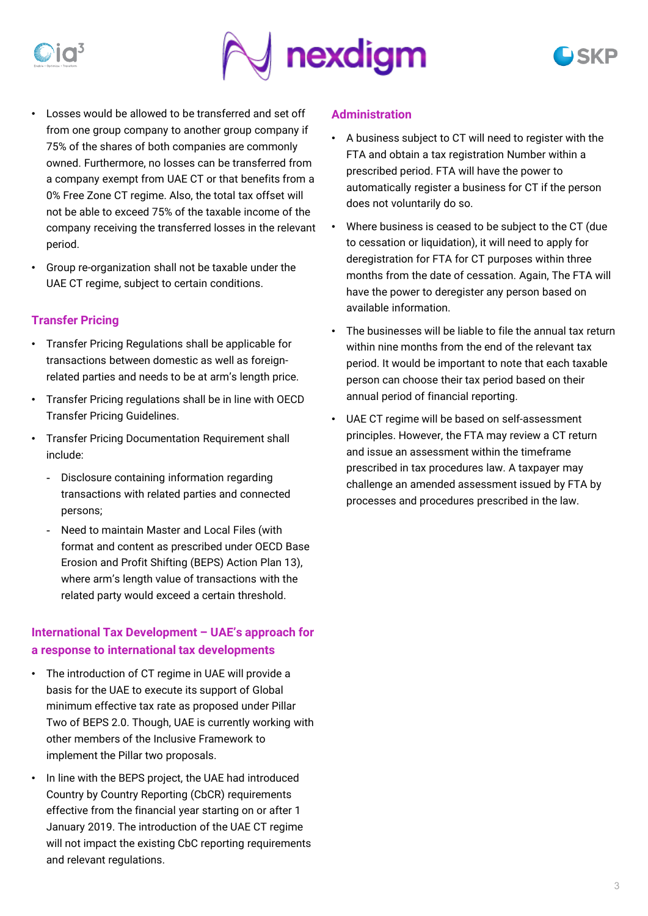- Losses would be allowed to be transferred and set off from one group company to another group company if 75% of the shares of both companies are commonly owned. Furthermore, no losses can be transferred from a company exempt from UAE CT or that benefits from a 0% Free Zone CT regime. Also, the total tax offset will not be able to exceed 75% of the taxable income of the company receiving the transferred losses in the relevant period.
- Group re-organization shall not be taxable under the UAE CT regime, subject to certain conditions.

## Transfer Pricing

- Transfer Pricing Regulations shall be applicable for transactions between domestic as well as foreign-related parties and needs to be at arm's length price.
- Transfer Pricing regulations shall be in line with OECD Transfer Pricing Guidelines.
- Transfer Pricing Documentation Requirement shall include:
  - Disclosure containing information regarding transactions with related parties and connected persons;
  - Need to maintain Master and Local Files (with format and content as prescribed under OECD Base Erosion and Profit Shifting (BEPS) Action Plan 13), where arm's length value of transactions with the related party would exceed a certain threshold.

## International Tax Development – UAE's approach for a response to international tax developments

- The introduction of CT regime in UAE will provide a basis for the UAE to execute its support of Global minimum effective tax rate as proposed under Pillar Two of BEPS 2.0. Though, UAE is currently working with other members of the Inclusive Framework to implement the Pillar two proposals.
- In line with the BEPS project, the UAE had introduced Country by Country Reporting (CbCR) requirements effective from the financial year starting on or after 1 January 2019. The introduction of the UAE CT regime will not impact the existing CbC reporting requirements and relevant regulations.

## Administration

- A business subject to CT will need to register with the FTA and obtain a tax registration Number within a prescribed period. FTA will have the power to automatically register a business for CT if the person does not voluntarily do so.
- Where business is ceased to be subject to the CT (due to cessation or liquidation), it will need to apply for deregistration for FTA for CT purposes within three months from the date of cessation. Again, The FTA will have the power to deregister any person based on available information.
- The businesses will be liable to file the annual tax return within nine months from the end of the relevant tax period. It would be important to note that each taxable person can choose their tax period based on their annual period of financial reporting.
- UAE CT regime will be based on self-assessment principles. However, the FTA may review a CT return and issue an assessment within the timeframe prescribed in tax procedures law. A taxpayer may challenge an amended assessment issued by FTA by processes and procedures prescribed in the law.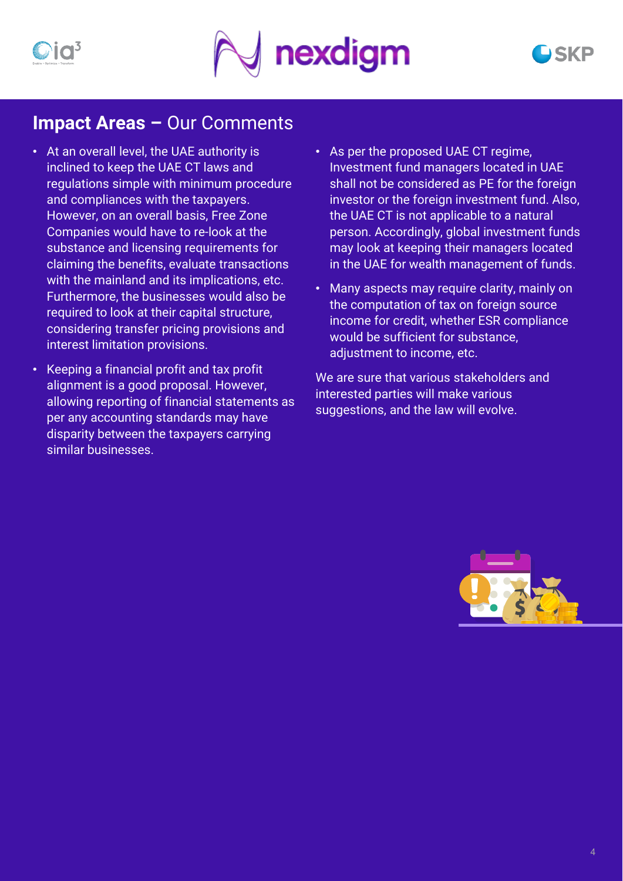## **Impact Areas –** Our Comments

- At an overall level, the UAE authority is inclined to keep the UAE CT laws and regulations simple with minimum procedure and compliances with the taxpayers. However, on an overall basis, Free Zone Companies would have to re-look at the substance and licensing requirements for claiming the benefits, evaluate transactions with the mainland and its implications, etc. Furthermore, the businesses would also be required to look at their capital structure, considering transfer pricing provisions and interest limitation provisions.
- Keeping a financial profit and tax profit alignment is a good proposal. However, allowing reporting of financial statements as per any accounting standards may have disparity between the taxpayers carrying similar businesses.
- As per the proposed UAE CT regime, Investment fund managers located in UAE shall not be considered as PE for the foreign investor or the foreign investment fund. Also, the UAE CT is not applicable to a natural person. Accordingly, global investment funds may look at keeping their managers located in the UAE for wealth management of funds.
- Many aspects may require clarity, mainly on the computation of tax on foreign source income for credit, whether ESR compliance would be sufficient for substance, adjustment to income, etc.

We are sure that various stakeholders and interested parties will make various suggestions, and the law will evolve.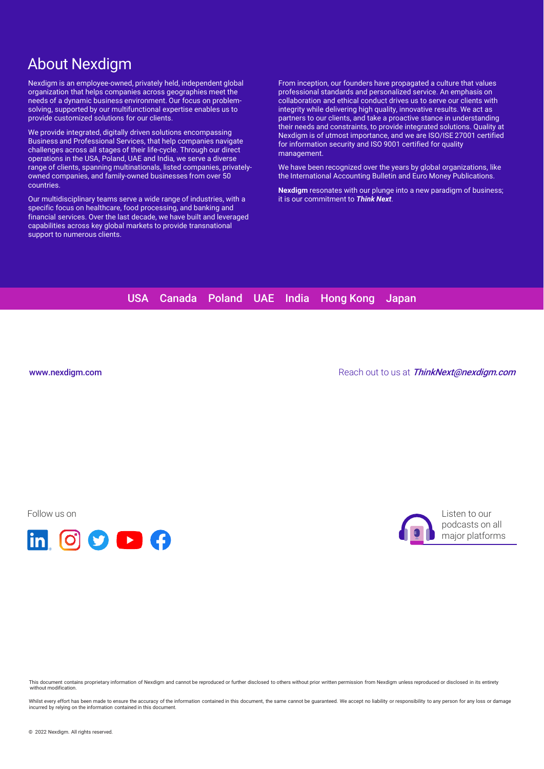# About Nexdigm

Nexdigm is an employee-owned, privately held, independent global organization that helps companies across geographies meet the needs of a dynamic business environment. Our focus on problem-solving, supported by our multifunctional expertise enables us to provide customized solutions for our clients.

We provide integrated, digitally driven solutions encompassing Business and Professional Services, that help companies navigate challenges across all stages of their life-cycle. Through our direct operations in the USA, Poland, UAE and India, we serve a diverse range of clients, spanning multinationals, listed companies, privately-owned companies, and family-owned businesses from over 50 countries.

Our multidisciplinary teams serve a wide range of industries, with a specific focus on healthcare, food processing, and banking and financial services. Over the last decade, we have built and leveraged capabilities across key global markets to provide transnational support to numerous clients.

From inception, our founders have propagated a culture that values professional standards and personalized service. An emphasis on collaboration and ethical conduct drives us to serve our clients with integrity while delivering high quality, innovative results. We act as partners to our clients, and take a proactive stance in understanding their needs and constraints, to provide integrated solutions. Quality at Nexdigm is of utmost importance, and we are ISO/ISE 27001 certified for information security and ISO 9001 certified for quality management.

We have been recognized over the years by global organizations, like the International Accounting Bulletin and Euro Money Publications.

**Nexdigm** resonates with our plunge into a new paradigm of business; it is our commitment to ***Think Next***.

USA Canada Poland UAE India Hong Kong Japan

www.nexdigm.com

Reach out to us at ***ThinkNext@nexdigm.com***

Follow us on

Listen to our podcasts on all major platforms

This document contains proprietary information of Nexdigm and cannot be reproduced or further disclosed to others without prior written permission from Nexdigm unless reproduced or disclosed in its entirety without modification.

Whilst every effort has been made to ensure the accuracy of the information contained in this document, the same cannot be guaranteed. We accept no liability or responsibility to any person for any loss or damage incurred by relying on the information contained in this document.

© 2022 Nexdigm. All rights reserved.